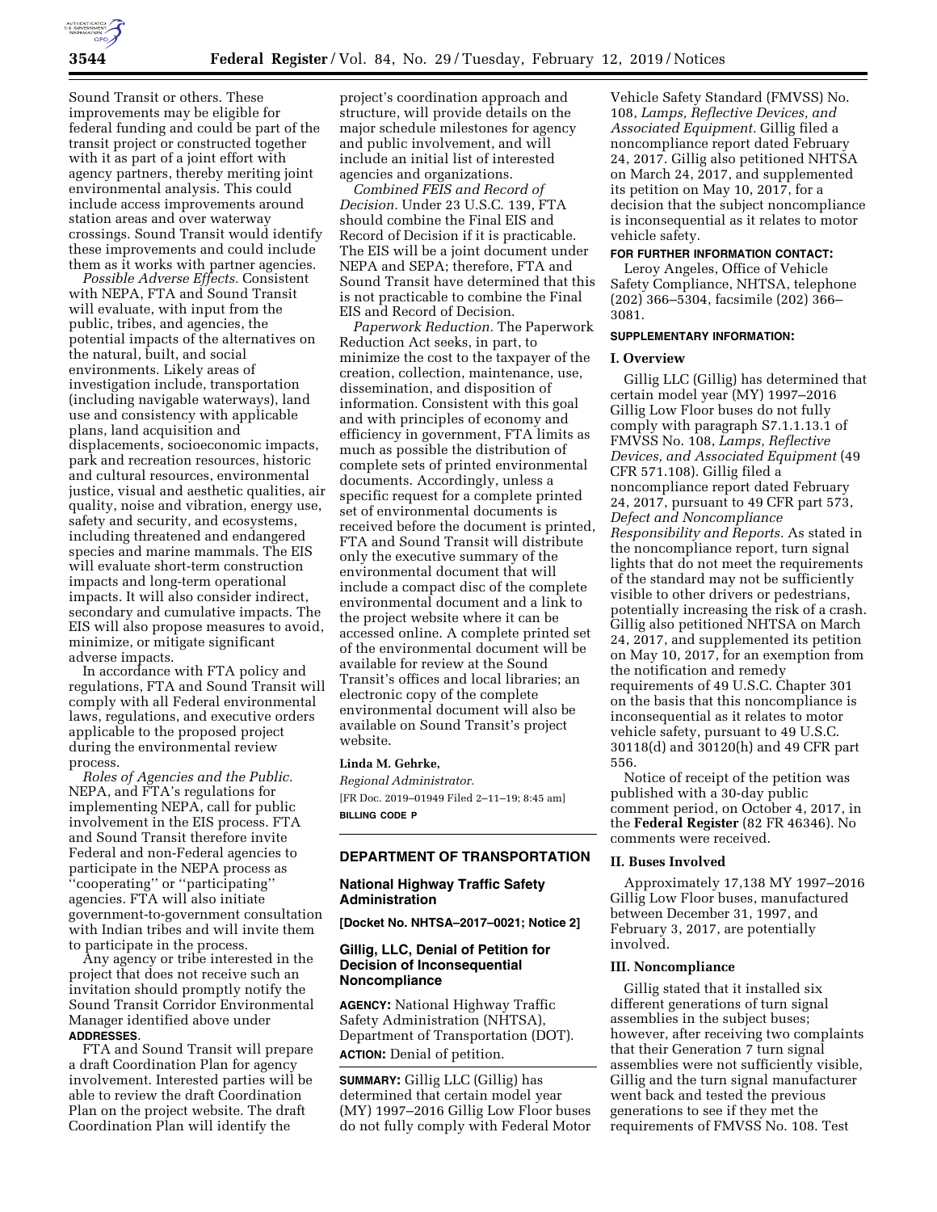Sound Transit or others. These improvements may be eligible for federal funding and could be part of the transit project or constructed together with it as part of a joint effort with agency partners, thereby meriting joint environmental analysis. This could include access improvements around station areas and over waterway crossings. Sound Transit would identify these improvements and could include them as it works with partner agencies.

*Possible Adverse Effects.* Consistent with NEPA, FTA and Sound Transit will evaluate, with input from the public, tribes, and agencies, the potential impacts of the alternatives on the natural, built, and social environments. Likely areas of investigation include, transportation (including navigable waterways), land use and consistency with applicable plans, land acquisition and displacements, socioeconomic impacts, park and recreation resources, historic and cultural resources, environmental justice, visual and aesthetic qualities, air quality, noise and vibration, energy use, safety and security, and ecosystems, including threatened and endangered species and marine mammals. The EIS will evaluate short-term construction impacts and long-term operational impacts. It will also consider indirect, secondary and cumulative impacts. The EIS will also propose measures to avoid, minimize, or mitigate significant adverse impacts.

In accordance with FTA policy and regulations, FTA and Sound Transit will comply with all Federal environmental laws, regulations, and executive orders applicable to the proposed project during the environmental review process.

*Roles of Agencies and the Public.* NEPA, and FTA's regulations for implementing NEPA, call for public involvement in the EIS process. FTA and Sound Transit therefore invite Federal and non-Federal agencies to participate in the NEPA process as "cooperating" or "participating" agencies. FTA will also initiate government-to-government consultation with Indian tribes and will invite them to participate in the process.

Any agency or tribe interested in the project that does not receive such an invitation should promptly notify the Sound Transit Corridor Environmental Manager identified above under **ADDRESSES**.

FTA and Sound Transit will prepare a draft Coordination Plan for agency involvement. Interested parties will be able to review the draft Coordination Plan on the project website. The draft Coordination Plan will identify the project's coordination approach and structure, will provide details on the major schedule milestones for agency and public involvement, and will include an initial list of interested agencies and organizations.

*Combined FEIS and Record of Decision.* Under 23 U.S.C. 139, FTA should combine the Final EIS and Record of Decision if it is practicable. The EIS will be a joint document under NEPA and SEPA; therefore, FTA and Sound Transit have determined that this is not practicable to combine the Final EIS and Record of Decision.

*Paperwork Reduction.* The Paperwork Reduction Act seeks, in part, to minimize the cost to the taxpayer of the creation, collection, maintenance, use, dissemination, and disposition of information. Consistent with this goal and with principles of economy and efficiency in government, FTA limits as much as possible the distribution of complete sets of printed environmental documents. Accordingly, unless a specific request for a complete printed set of environmental documents is received before the document is printed, FTA and Sound Transit will distribute only the executive summary of the environmental document that will include a compact disc of the complete environmental document and a link to the project website where it can be accessed online. A complete printed set of the environmental document will be available for review at the Sound Transit's offices and local libraries; an electronic copy of the complete environmental document will also be available on Sound Transit's project website.

**Linda M. Gehrke,**

*Regional Administrator.*

[FR Doc. 2019–01949 Filed 2–11–19; 8:45 am]

**BILLING CODE P**

## DEPARTMENT OF TRANSPORTATION

### National Highway Traffic Safety Administration

**[Docket No. NHTSA–2017–0021; Notice 2]**

### Gillig, LLC, Denial of Petition for Decision of Inconsequential Noncompliance

**AGENCY:** National Highway Traffic Safety Administration (NHTSA), Department of Transportation (DOT).

**ACTION:** Denial of petition.

**SUMMARY:** Gillig LLC (Gillig) has determined that certain model year (MY) 1997–2016 Gillig Low Floor buses do not fully comply with Federal Motor Vehicle Safety Standard (FMVSS) No. 108, *Lamps, Reflective Devices, and Associated Equipment.* Gillig filed a noncompliance report dated February 24, 2017. Gillig also petitioned NHTSA on March 24, 2017, and supplemented its petition on May 10, 2017, for a decision that the subject noncompliance is inconsequential as it relates to motor vehicle safety.

**FOR FURTHER INFORMATION CONTACT:** Leroy Angeles, Office of Vehicle Safety Compliance, NHTSA, telephone (202) 366–5304, facsimile (202) 366–3081.

**SUPPLEMENTARY INFORMATION:**

**I. Overview**

Gillig LLC (Gillig) has determined that certain model year (MY) 1997–2016 Gillig Low Floor buses do not fully comply with paragraph S7.1.1.13.1 of FMVSS No. 108, *Lamps, Reflective Devices, and Associated Equipment* (49 CFR 571.108). Gillig filed a noncompliance report dated February 24, 2017, pursuant to 49 CFR part 573, *Defect and Noncompliance Responsibility and Reports.* As stated in the noncompliance report, turn signal lights that do not meet the requirements of the standard may not be sufficiently visible to other drivers or pedestrians, potentially increasing the risk of a crash. Gillig also petitioned NHTSA on March 24, 2017, and supplemented its petition on May 10, 2017, for an exemption from the notification and remedy requirements of 49 U.S.C. Chapter 301 on the basis that this noncompliance is inconsequential as it relates to motor vehicle safety, pursuant to 49 U.S.C. 30118(d) and 30120(h) and 49 CFR part 556.

Notice of receipt of the petition was published with a 30-day public comment period, on October 4, 2017, in the **Federal Register** (82 FR 46346). No comments were received.

**II. Buses Involved**

Approximately 17,138 MY 1997–2016 Gillig Low Floor buses, manufactured between December 31, 1997, and February 3, 2017, are potentially involved.

**III. Noncompliance**

Gillig stated that it installed six different generations of turn signal assemblies in the subject buses; however, after receiving two complaints that their Generation 7 turn signal assemblies were not sufficiently visible, Gillig and the turn signal manufacturer went back and tested the previous generations to see if they met the requirements of FMVSS No. 108. Test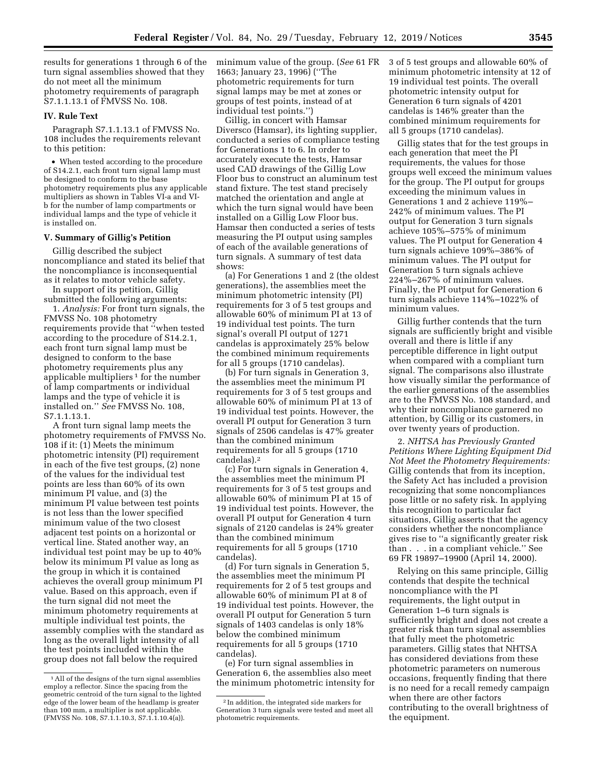results for generations 1 through 6 of the turn signal assemblies showed that they do not meet all the minimum photometry requirements of paragraph S7.1.1.13.1 of FMVSS No. 108.

## IV. Rule Text

Paragraph S7.1.1.13.1 of FMVSS No. 108 includes the requirements relevant to this petition:

- When tested according to the procedure of S14.2.1, each front turn signal lamp must be designed to conform to the base photometry requirements plus any applicable multipliers as shown in Tables VI-a and VI-b for the number of lamp compartments or individual lamps and the type of vehicle it is installed on.

## V. Summary of Gillig's Petition

Gillig described the subject noncompliance and stated its belief that the noncompliance is inconsequential as it relates to motor vehicle safety.

In support of its petition, Gillig submitted the following arguments:

1. *Analysis:* For front turn signals, the FMVSS No. 108 photometry requirements provide that "when tested according to the procedure of S14.2.1, each front turn signal lamp must be designed to conform to the base photometry requirements plus any applicable multipliers [1] for the number of lamp compartments or individual lamps and the type of vehicle it is installed on." *See* FMVSS No. 108, S7.1.1.13.1.

A front turn signal lamp meets the photometry requirements of FMVSS No. 108 if it: (1) Meets the minimum photometric intensity (PI) requirement in each of the five test groups, (2) none of the values for the individual test points are less than 60% of its own minimum PI value, and (3) the minimum PI value between test points is not less than the lower specified minimum value of the two closest adjacent test points on a horizontal or vertical line. Stated another way, an individual test point may be up to 40% below its minimum PI value as long as the group in which it is contained achieves the overall group minimum PI value. Based on this approach, even if the turn signal did not meet the minimum photometry requirements at multiple individual test points, the assembly complies with the standard as long as the overall light intensity of all the test points included within the group does not fall below the required minimum value of the group. (*See* 61 FR 1663; January 23, 1996) ("The photometric requirements for turn signal lamps may be met at zones or groups of test points, instead of at individual test points.")

Gillig, in concert with Hamsar Diversco (Hamsar), its lighting supplier, conducted a series of compliance testing for Generations 1 to 6. In order to accurately execute the tests, Hamsar used CAD drawings of the Gillig Low Floor bus to construct an aluminum test stand fixture. The test stand precisely matched the orientation and angle at which the turn signal would have been installed on a Gillig Low Floor bus. Hamsar then conducted a series of tests measuring the PI output using samples of each of the available generations of turn signals. A summary of test data shows:

(a) For Generations 1 and 2 (the oldest generations), the assemblies meet the minimum photometric intensity (PI) requirements for 3 of 5 test groups and allowable 60% of minimum PI at 13 of 19 individual test points. The turn signal's overall PI output of 1271 candelas is approximately 25% below the combined minimum requirements for all 5 groups (1710 candelas).

(b) For turn signals in Generation 3, the assemblies meet the minimum PI requirements for 3 of 5 test groups and allowable 60% of minimum PI at 13 of 19 individual test points. However, the overall PI output for Generation 3 turn signals of 2506 candelas is 47% greater than the combined minimum requirements for all 5 groups (1710 candelas).[2]

(c) For turn signals in Generation 4, the assemblies meet the minimum PI requirements for 3 of 5 test groups and allowable 60% of minimum PI at 15 of 19 individual test points. However, the overall PI output for Generation 4 turn signals of 2120 candelas is 24% greater than the combined minimum requirements for all 5 groups (1710 candelas).

(d) For turn signals in Generation 5, the assemblies meet the minimum PI requirements for 2 of 5 test groups and allowable 60% of minimum PI at 8 of 19 individual test points. However, the overall PI output for Generation 5 turn signals of 1403 candelas is only 18% below the combined minimum requirements for all 5 groups (1710 candelas).

(e) For turn signal assemblies in Generation 6, the assemblies also meet the minimum photometric intensity for 3 of 5 test groups and allowable 60% of minimum photometric intensity at 12 of 19 individual test points. The overall photometric intensity output for Generation 6 turn signals of 4201 candelas is 146% greater than the combined minimum requirements for all 5 groups (1710 candelas).

Gillig states that for the test groups in each generation that meet the PI requirements, the values for those groups well exceed the minimum values for the group. The PI output for groups exceeding the minimum values in Generations 1 and 2 achieve 119%–242% of minimum values. The PI output for Generation 3 turn signals achieve 105%–575% of minimum values. The PI output for Generation 4 turn signals achieve 109%–386% of minimum values. The PI output for Generation 5 turn signals achieve 224%–267% of minimum values. Finally, the PI output for Generation 6 turn signals achieve 114%–1022% of minimum values.

Gillig further contends that the turn signals are sufficiently bright and visible overall and there is little if any perceptible difference in light output when compared with a compliant turn signal. The comparisons also illustrate how visually similar the performance of the earlier generations of the assemblies are to the FMVSS No. 108 standard, and why their noncompliance garnered no attention, by Gillig or its customers, in over twenty years of production.

2. *NHTSA has Previously Granted Petitions Where Lighting Equipment Did Not Meet the Photometry Requirements:* Gillig contends that from its inception, the Safety Act has included a provision recognizing that some noncompliances pose little or no safety risk. In applying this recognition to particular fact situations, Gillig asserts that the agency considers whether the noncompliance gives rise to "a significantly greater risk than . . . in a compliant vehicle." See 69 FR 19897–19900 (April 14, 2000).

Relying on this same principle, Gillig contends that despite the technical noncompliance with the PI requirements, the light output in Generation 1–6 turn signals is sufficiently bright and does not create a greater risk than turn signal assemblies that fully meet the photometric parameters. Gillig states that NHTSA has considered deviations from these photometric parameters on numerous occasions, frequently finding that there is no need for a recall remedy campaign when there are other factors contributing to the overall brightness of the equipment.

---

[1] All of the designs of the turn signal assemblies employ a reflector. Since the spacing from the geometric centroid of the turn signal to the lighted edge of the lower beam of the headlamp is greater than 100 mm, a multiplier is not applicable. (FMVSS No. 108, S7.1.1.10.3, S7.1.1.10.4(a)).

[2] In addition, the integrated side markers for Generation 3 turn signals were tested and meet all photometric requirements.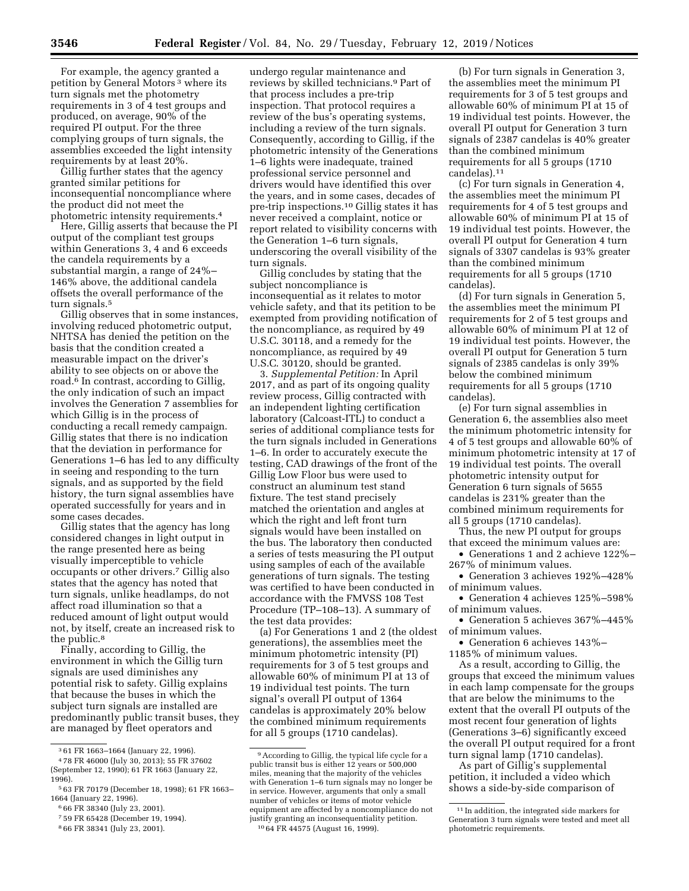For example, the agency granted a petition by General Motors[3] where its turn signals met the photometry requirements in 3 of 4 test groups and produced, on average, 90% of the required PI output. For the three complying groups of turn signals, the assemblies exceeded the light intensity requirements by at least 20%.

Gillig further states that the agency granted similar petitions for inconsequential noncompliance where the product did not meet the photometric intensity requirements.[4]

Here, Gillig asserts that because the PI output of the compliant test groups within Generations 3, 4 and 6 exceeds the candela requirements by a substantial margin, a range of 24%–146% above, the additional candela offsets the overall performance of the turn signals.[5]

Gillig observes that in some instances, involving reduced photometric output, NHTSA has denied the petition on the basis that the condition created a measurable impact on the driver's ability to see objects on or above the road.[6] In contrast, according to Gillig, the only indication of such an impact involves the Generation 7 assemblies for which Gillig is in the process of conducting a recall remedy campaign. Gillig states that there is no indication that the deviation in performance for Generations 1–6 has led to any difficulty in seeing and responding to the turn signals, and as supported by the field history, the turn signal assemblies have operated successfully for years and in some cases decades.

Gillig states that the agency has long considered changes in light output in the range presented here as being visually imperceptible to vehicle occupants or other drivers.[7] Gillig also states that the agency has noted that turn signals, unlike headlamps, do not affect road illumination so that a reduced amount of light output would not, by itself, create an increased risk to the public.[8]

Finally, according to Gillig, the environment in which the Gillig turn signals are used diminishes any potential risk to safety. Gillig explains that because the buses in which the subject turn signals are installed are predominantly public transit buses, they are managed by fleet operators and undergo regular maintenance and reviews by skilled technicians.[9] Part of that process includes a pre-trip inspection. That protocol requires a review of the bus's operating systems, including a review of the turn signals. Consequently, according to Gillig, if the photometric intensity of the Generations 1–6 lights were inadequate, trained professional service personnel and drivers would have identified this over the years, and in some cases, decades of pre-trip inspections.[10] Gillig states it has never received a complaint, notice or report related to visibility concerns with the Generation 1–6 turn signals, underscoring the overall visibility of the turn signals.

Gillig concludes by stating that the subject noncompliance is inconsequential as it relates to motor vehicle safety, and that its petition to be exempted from providing notification of the noncompliance, as required by 49 U.S.C. 30118, and a remedy for the noncompliance, as required by 49 U.S.C. 30120, should be granted.

3. *Supplemental Petition:* In April 2017, and as part of its ongoing quality review process, Gillig contracted with an independent lighting certification laboratory (Calcoast-ITL) to conduct a series of additional compliance tests for the turn signals included in Generations 1–6. In order to accurately execute the testing, CAD drawings of the front of the Gillig Low Floor bus were used to construct an aluminum test stand fixture. The test stand precisely matched the orientation and angles at which the right and left front turn signals would have been installed on the bus. The laboratory then conducted a series of tests measuring the PI output using samples of each of the available generations of turn signals. The testing was certified to have been conducted in accordance with the FMVSS 108 Test Procedure (TP–108–13). A summary of the test data provides:

(a) For Generations 1 and 2 (the oldest generations), the assemblies meet the minimum photometric intensity (PI) requirements for 3 of 5 test groups and allowable 60% of minimum PI at 13 of 19 individual test points. The turn signal's overall PI output of 1364 candelas is approximately 20% below the combined minimum requirements for all 5 groups (1710 candelas).

(b) For turn signals in Generation 3, the assemblies meet the minimum PI requirements for 3 of 5 test groups and allowable 60% of minimum PI at 15 of 19 individual test points. However, the overall PI output for Generation 3 turn signals of 2387 candelas is 40% greater than the combined minimum requirements for all 5 groups (1710 candelas).[11]

(c) For turn signals in Generation 4, the assemblies meet the minimum PI requirements for 4 of 5 test groups and allowable 60% of minimum PI at 15 of 19 individual test points. However, the overall PI output for Generation 4 turn signals of 3307 candelas is 93% greater than the combined minimum requirements for all 5 groups (1710 candelas).

(d) For turn signals in Generation 5, the assemblies meet the minimum PI requirements for 2 of 5 test groups and allowable 60% of minimum PI at 12 of 19 individual test points. However, the overall PI output for Generation 5 turn signals of 2385 candelas is only 39% below the combined minimum requirements for all 5 groups (1710 candelas).

(e) For turn signal assemblies in Generation 6, the assemblies also meet the minimum photometric intensity for 4 of 5 test groups and allowable 60% of minimum photometric intensity at 17 of 19 individual test points. The overall photometric intensity output for Generation 6 turn signals of 5655 candelas is 231% greater than the combined minimum requirements for all 5 groups (1710 candelas).

Thus, the new PI output for groups that exceed the minimum values are:

- Generations 1 and 2 achieve 122%–267% of minimum values.
- Generation 3 achieves 192%–428% of minimum values.
- Generation 4 achieves 125%–598% of minimum values.
- Generation 5 achieves 367%–445% of minimum values.
- Generation 6 achieves 143%–1185% of minimum values.

As a result, according to Gillig, the groups that exceed the minimum values in each lamp compensate for the groups that are below the minimums to the extent that the overall PI outputs of the most recent four generation of lights (Generations 3–6) significantly exceed the overall PI output required for a front turn signal lamp (1710 candelas).

As part of Gillig's supplemental petition, it included a video which shows a side-by-side comparison of

---

[3] 61 FR 1663–1664 (January 22, 1996).

[4] 78 FR 46000 (July 30, 2013); 55 FR 37602 (September 12, 1990); 61 FR 1663 (January 22, 1996).

[5] 63 FR 70179 (December 18, 1998); 61 FR 1663–1664 (January 22, 1996).

[6] 66 FR 38340 (July 23, 2001).

[7] 59 FR 65428 (December 19, 1994).

[8] 66 FR 38341 (July 23, 2001).

[9] According to Gillig, the typical life cycle for a public transit bus is either 12 years or 500,000 miles, meaning that the majority of the vehicles with Generation 1–6 turn signals may no longer be in service. However, arguments that only a small number of vehicles or items of motor vehicle equipment are affected by a noncompliance do not justify granting an inconsequentiality petition.

[10] 64 FR 44575 (August 16, 1999).

[11] In addition, the integrated side markers for Generation 3 turn signals were tested and meet all photometric requirements.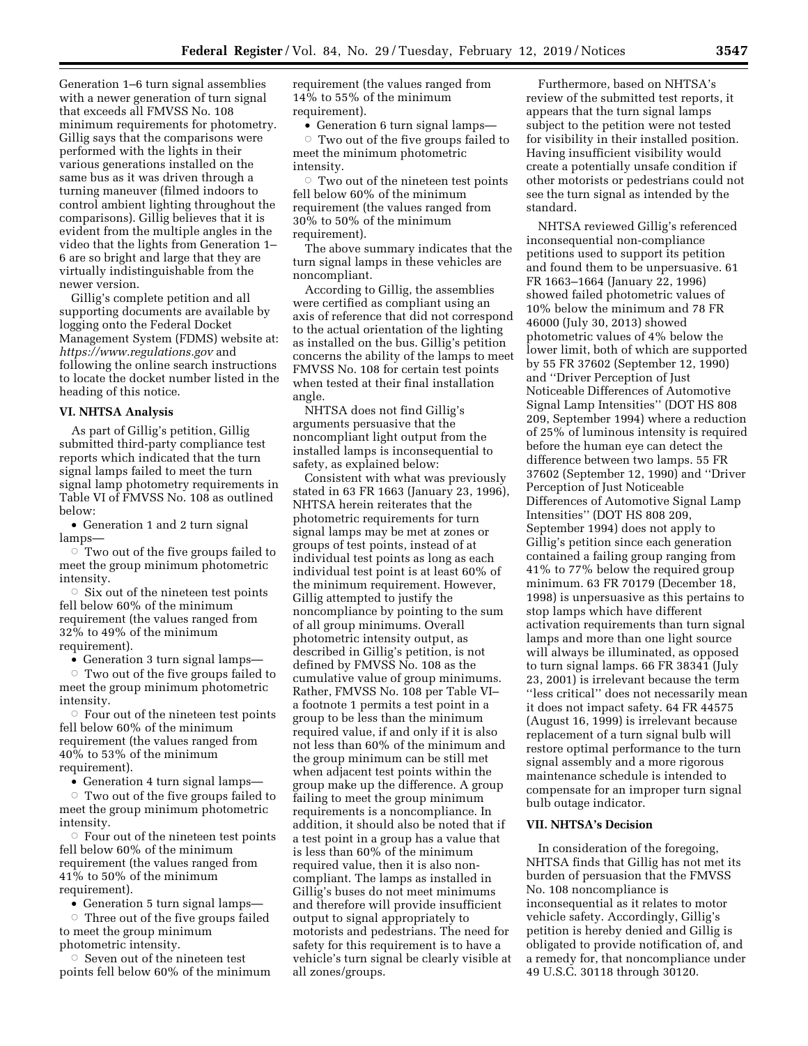Generation 1–6 turn signal assemblies with a newer generation of turn signal that exceeds all FMVSS No. 108 minimum requirements for photometry. Gillig says that the comparisons were performed with the lights in their various generations installed on the same bus as it was driven through a turning maneuver (filmed indoors to control ambient lighting throughout the comparisons). Gillig believes that it is evident from the multiple angles in the video that the lights from Generation 1–6 are so bright and large that they are virtually indistinguishable from the newer version.

Gillig's complete petition and all supporting documents are available by logging onto the Federal Docket Management System (FDMS) website at: *https://www.regulations.gov* and following the online search instructions to locate the docket number listed in the heading of this notice.

## VI. NHTSA Analysis

As part of Gillig's petition, Gillig submitted third-party compliance test reports which indicated that the turn signal lamps failed to meet the turn signal lamp photometry requirements in Table VI of FMVSS No. 108 as outlined below:

- Generation 1 and 2 turn signal lamps—
  - Two out of the five groups failed to meet the group minimum photometric intensity.
  - Six out of the nineteen test points fell below 60% of the minimum requirement (the values ranged from 32% to 49% of the minimum requirement).
- Generation 3 turn signal lamps—
  - Two out of the five groups failed to meet the group minimum photometric intensity.
  - Four out of the nineteen test points fell below 60% of the minimum requirement (the values ranged from 40% to 53% of the minimum requirement).
- Generation 4 turn signal lamps—
  - Two out of the five groups failed to meet the group minimum photometric intensity.
  - Four out of the nineteen test points fell below 60% of the minimum requirement (the values ranged from 41% to 50% of the minimum requirement).
- Generation 5 turn signal lamps—
  - Three out of the five groups failed to meet the group minimum photometric intensity.
  - Seven out of the nineteen test points fell below 60% of the minimum requirement (the values ranged from 14% to 55% of the minimum requirement).
- Generation 6 turn signal lamps—
  - Two out of the five groups failed to meet the minimum photometric intensity.
  - Two out of the nineteen test points fell below 60% of the minimum requirement (the values ranged from 30% to 50% of the minimum requirement).

The above summary indicates that the turn signal lamps in these vehicles are noncompliant.

According to Gillig, the assemblies were certified as compliant using an axis of reference that did not correspond to the actual orientation of the lighting as installed on the bus. Gillig's petition concerns the ability of the lamps to meet FMVSS No. 108 for certain test points when tested at their final installation angle.

NHTSA does not find Gillig's arguments persuasive that the noncompliant light output from the installed lamps is inconsequential to safety, as explained below:

Consistent with what was previously stated in 63 FR 1663 (January 23, 1996), NHTSA herein reiterates that the photometric requirements for turn signal lamps may be met at zones or groups of test points, instead of at individual test points as long as each individual test point is at least 60% of the minimum requirement. However, Gillig attempted to justify the noncompliance by pointing to the sum of all group minimums. Overall photometric intensity output, as described in Gillig's petition, is not defined by FMVSS No. 108 as the cumulative value of group minimums. Rather, FMVSS No. 108 per Table VI–a footnote 1 permits a test point in a group to be less than the minimum required value, if and only if it is also not less than 60% of the minimum and the group minimum can be still met when adjacent test points within the group make up the difference. A group failing to meet the group minimum requirements is a noncompliance. In addition, it should also be noted that if a test point in a group has a value that is less than 60% of the minimum required value, then it is also non-compliant. The lamps as installed in Gillig's buses do not meet minimums and therefore will provide insufficient output to signal appropriately to motorists and pedestrians. The need for safety for this requirement is to have a vehicle's turn signal be clearly visible at all zones/groups.

Furthermore, based on NHTSA's review of the submitted test reports, it appears that the turn signal lamps subject to the petition were not tested for visibility in their installed position. Having insufficient visibility would create a potentially unsafe condition if other motorists or pedestrians could not see the turn signal as intended by the standard.

NHTSA reviewed Gillig's referenced inconsequential non-compliance petitions used to support its petition and found them to be unpersuasive. 61 FR 1663–1664 (January 22, 1996) showed failed photometric values of 10% below the minimum and 78 FR 46000 (July 30, 2013) showed photometric values of 4% below the lower limit, both of which are supported by 55 FR 37602 (September 12, 1990) and "Driver Perception of Just Noticeable Differences of Automotive Signal Lamp Intensities" (DOT HS 808 209, September 1994) where a reduction of 25% of luminous intensity is required before the human eye can detect the difference between two lamps. 55 FR 37602 (September 12, 1990) and "Driver Perception of Just Noticeable Differences of Automotive Signal Lamp Intensities" (DOT HS 808 209, September 1994) does not apply to Gillig's petition since each generation contained a failing group ranging from 41% to 77% below the required group minimum. 63 FR 70179 (December 18, 1998) is unpersuasive as this pertains to stop lamps which have different activation requirements than turn signal lamps and more than one light source will always be illuminated, as opposed to turn signal lamps. 66 FR 38341 (July 23, 2001) is irrelevant because the term "less critical" does not necessarily mean it does not impact safety. 64 FR 44575 (August 16, 1999) is irrelevant because replacement of a turn signal bulb will restore optimal performance to the turn signal assembly and a more rigorous maintenance schedule is intended to compensate for an improper turn signal bulb outage indicator.

## VII. NHTSA's Decision

In consideration of the foregoing, NHTSA finds that Gillig has not met its burden of persuasion that the FMVSS No. 108 noncompliance is inconsequential as it relates to motor vehicle safety. Accordingly, Gillig's petition is hereby denied and Gillig is obligated to provide notification of, and a remedy for, that noncompliance under 49 U.S.C. 30118 through 30120.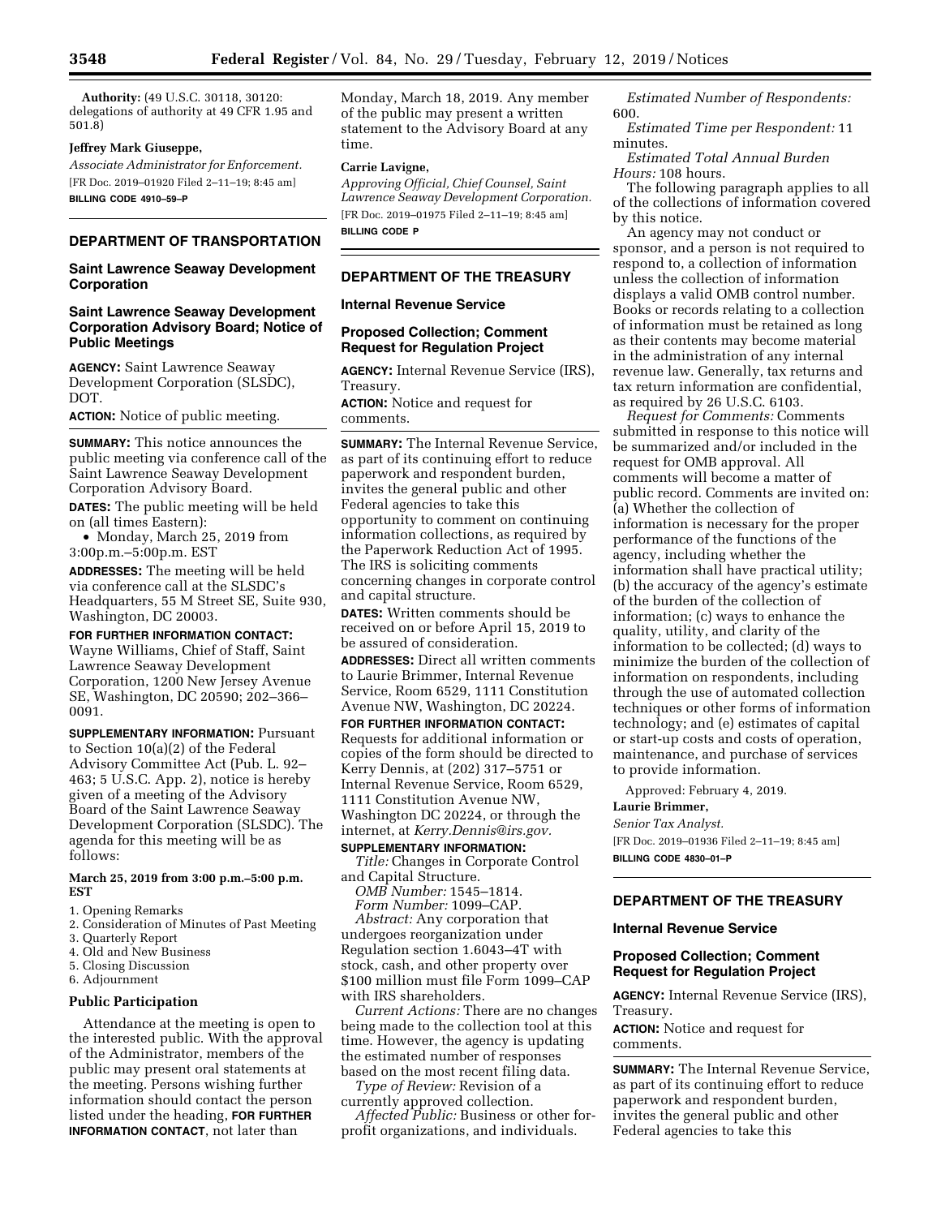**Authority:** (49 U.S.C. 30118, 30120: delegations of authority at 49 CFR 1.95 and 501.8)

**Jeffrey Mark Giuseppe,**

*Associate Administrator for Enforcement.*

[FR Doc. 2019–01920 Filed 2–11–19; 8:45 am]

**BILLING CODE 4910–59–P**

## DEPARTMENT OF TRANSPORTATION

### Saint Lawrence Seaway Development Corporation

### Saint Lawrence Seaway Development Corporation Advisory Board; Notice of Public Meetings

**AGENCY:** Saint Lawrence Seaway Development Corporation (SLSDC), DOT.

**ACTION:** Notice of public meeting.

**SUMMARY:** This notice announces the public meeting via conference call of the Saint Lawrence Seaway Development Corporation Advisory Board.

**DATES:** The public meeting will be held on (all times Eastern):

- Monday, March 25, 2019 from 3:00p.m.–5:00p.m. EST

**ADDRESSES:** The meeting will be held via conference call at the SLSDC's Headquarters, 55 M Street SE, Suite 930, Washington, DC 20003.

**FOR FURTHER INFORMATION CONTACT:** Wayne Williams, Chief of Staff, Saint Lawrence Seaway Development Corporation, 1200 New Jersey Avenue SE, Washington, DC 20590; 202–366–0091.

**SUPPLEMENTARY INFORMATION:** Pursuant to Section 10(a)(2) of the Federal Advisory Committee Act (Pub. L. 92–463; 5 U.S.C. App. 2), notice is hereby given of a meeting of the Advisory Board of the Saint Lawrence Seaway Development Corporation (SLSDC). The agenda for this meeting will be as follows:

**March 25, 2019 from 3:00 p.m.–5:00 p.m. EST**

1. Opening Remarks
2. Consideration of Minutes of Past Meeting
3. Quarterly Report
4. Old and New Business
5. Closing Discussion
6. Adjournment

#### Public Participation

Attendance at the meeting is open to the interested public. With the approval of the Administrator, members of the public may present oral statements at the meeting. Persons wishing further information should contact the person listed under the heading, **FOR FURTHER INFORMATION CONTACT**, not later than Monday, March 18, 2019. Any member of the public may present a written statement to the Advisory Board at any time.

**Carrie Lavigne,**

*Approving Official, Chief Counsel, Saint Lawrence Seaway Development Corporation.*

[FR Doc. 2019–01975 Filed 2–11–19; 8:45 am]

**BILLING CODE P**

## DEPARTMENT OF THE TREASURY

### Internal Revenue Service

### Proposed Collection; Comment Request for Regulation Project

**AGENCY:** Internal Revenue Service (IRS), Treasury.

**ACTION:** Notice and request for comments.

**SUMMARY:** The Internal Revenue Service, as part of its continuing effort to reduce paperwork and respondent burden, invites the general public and other Federal agencies to take this opportunity to comment on continuing information collections, as required by the Paperwork Reduction Act of 1995. The IRS is soliciting comments concerning changes in corporate control and capital structure.

**DATES:** Written comments should be received on or before April 15, 2019 to be assured of consideration.

**ADDRESSES:** Direct all written comments to Laurie Brimmer, Internal Revenue Service, Room 6529, 1111 Constitution Avenue NW, Washington, DC 20224.

**FOR FURTHER INFORMATION CONTACT:** Requests for additional information or copies of the form should be directed to Kerry Dennis, at (202) 317–5751 or Internal Revenue Service, Room 6529, 1111 Constitution Avenue NW, Washington DC 20224, or through the internet, at *Kerry.Dennis@irs.gov.*

**SUPPLEMENTARY INFORMATION:**

*Title:* Changes in Corporate Control and Capital Structure.

*OMB Number:* 1545–1814.

*Form Number:* 1099–CAP.

*Abstract:* Any corporation that undergoes reorganization under Regulation section 1.6043–4T with stock, cash, and other property over $100 million must file Form 1099–CAP with IRS shareholders.

*Current Actions:* There are no changes being made to the collection tool at this time. However, the agency is updating the estimated number of responses based on the most recent filing data.

*Type of Review:* Revision of a currently approved collection.

*Affected Public:* Business or other for-profit organizations, and individuals.

*Estimated Number of Respondents:* 600.

*Estimated Time per Respondent:* 11 minutes.

*Estimated Total Annual Burden Hours:* 108 hours.

The following paragraph applies to all of the collections of information covered by this notice.

An agency may not conduct or sponsor, and a person is not required to respond to, a collection of information unless the collection of information displays a valid OMB control number. Books or records relating to a collection of information must be retained as long as their contents may become material in the administration of any internal revenue law. Generally, tax returns and tax return information are confidential, as required by 26 U.S.C. 6103.

*Request for Comments:* Comments submitted in response to this notice will be summarized and/or included in the request for OMB approval. All comments will become a matter of public record. Comments are invited on: (a) Whether the collection of information is necessary for the proper performance of the functions of the agency, including whether the information shall have practical utility; (b) the accuracy of the agency's estimate of the burden of the collection of information; (c) ways to enhance the quality, utility, and clarity of the information to be collected; (d) ways to minimize the burden of the collection of information on respondents, including through the use of automated collection techniques or other forms of information technology; and (e) estimates of capital or start-up costs and costs of operation, maintenance, and purchase of services to provide information.

Approved: February 4, 2019.

**Laurie Brimmer,**

*Senior Tax Analyst.*

[FR Doc. 2019–01936 Filed 2–11–19; 8:45 am]

**BILLING CODE 4830–01–P**

## DEPARTMENT OF THE TREASURY

### Internal Revenue Service

### Proposed Collection; Comment Request for Regulation Project

**AGENCY:** Internal Revenue Service (IRS), Treasury.

**ACTION:** Notice and request for comments.

**SUMMARY:** The Internal Revenue Service, as part of its continuing effort to reduce paperwork and respondent burden, invites the general public and other Federal agencies to take this